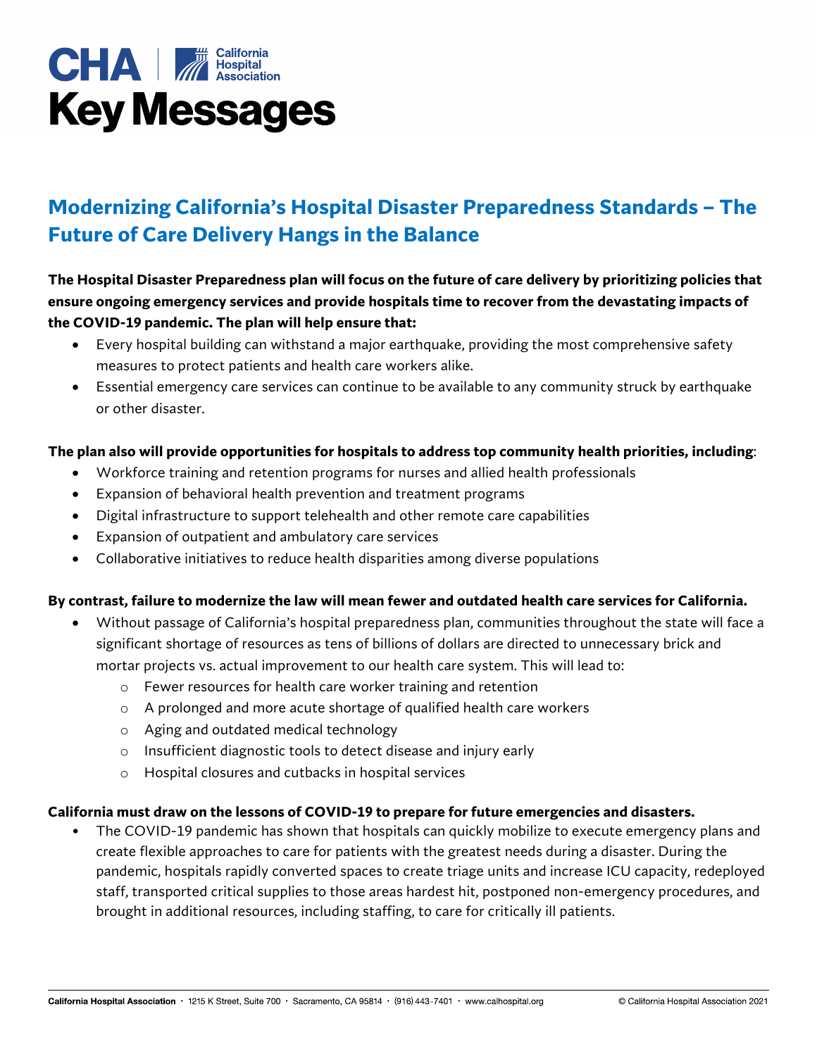CHA | California Hospital Association

# Key Messages

## Modernizing California's Hospital Disaster Preparedness Standards – The Future of Care Delivery Hangs in the Balance

**The Hospital Disaster Preparedness plan will focus on the future of care delivery by prioritizing policies that ensure ongoing emergency services and provide hospitals time to recover from the devastating impacts of the COVID-19 pandemic. The plan will help ensure that:**

- Every hospital building can withstand a major earthquake, providing the most comprehensive safety measures to protect patients and health care workers alike.
- Essential emergency care services can continue to be available to any community struck by earthquake or other disaster.

**The plan also will provide opportunities for hospitals to address top community health priorities, including**:

- Workforce training and retention programs for nurses and allied health professionals
- Expansion of behavioral health prevention and treatment programs
- Digital infrastructure to support telehealth and other remote care capabilities
- Expansion of outpatient and ambulatory care services
- Collaborative initiatives to reduce health disparities among diverse populations

**By contrast, failure to modernize the law will mean fewer and outdated health care services for California.**

- Without passage of California's hospital preparedness plan, communities throughout the state will face a significant shortage of resources as tens of billions of dollars are directed to unnecessary brick and mortar projects vs. actual improvement to our health care system. This will lead to:
  - Fewer resources for health care worker training and retention
  - A prolonged and more acute shortage of qualified health care workers
  - Aging and outdated medical technology
  - Insufficient diagnostic tools to detect disease and injury early
  - Hospital closures and cutbacks in hospital services

**California must draw on the lessons of COVID-19 to prepare for future emergencies and disasters.**

- The COVID-19 pandemic has shown that hospitals can quickly mobilize to execute emergency plans and create flexible approaches to care for patients with the greatest needs during a disaster. During the pandemic, hospitals rapidly converted spaces to create triage units and increase ICU capacity, redeployed staff, transported critical supplies to those areas hardest hit, postponed non-emergency procedures, and brought in additional resources, including staffing, to care for critically ill patients.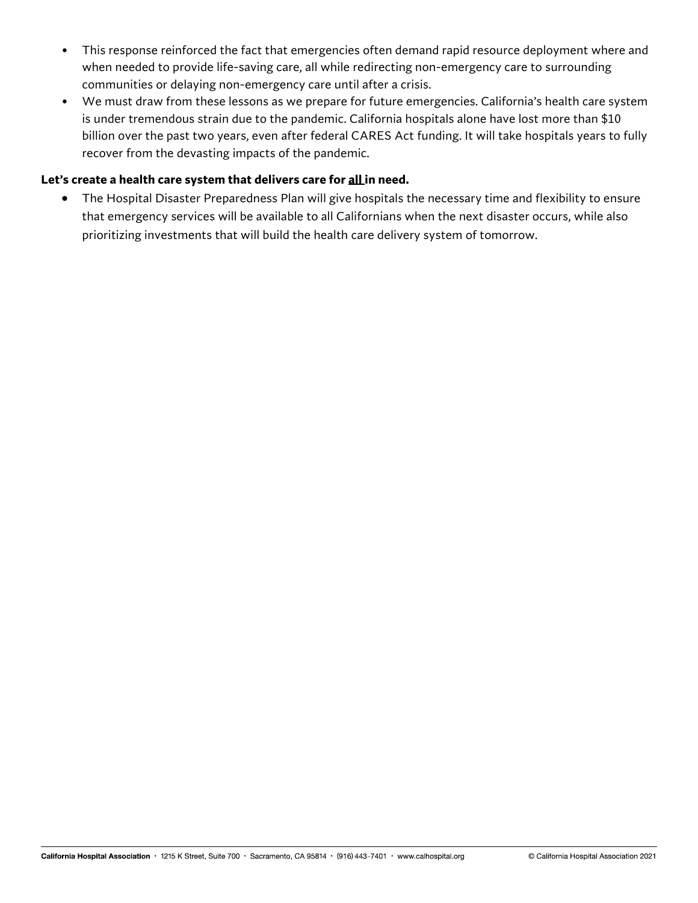- This response reinforced the fact that emergencies often demand rapid resource deployment where and when needed to provide life-saving care, all while redirecting non-emergency care to surrounding communities or delaying non-emergency care until after a crisis.
- We must draw from these lessons as we prepare for future emergencies. California's health care system is under tremendous strain due to the pandemic. California hospitals alone have lost more than $10 billion over the past two years, even after federal CARES Act funding. It will take hospitals years to fully recover from the devasting impacts of the pandemic.

**Let's create a health care system that delivers care for <u>all</u> in need.**

- The Hospital Disaster Preparedness Plan will give hospitals the necessary time and flexibility to ensure that emergency services will be available to all Californians when the next disaster occurs, while also prioritizing investments that will build the health care delivery system of tomorrow.